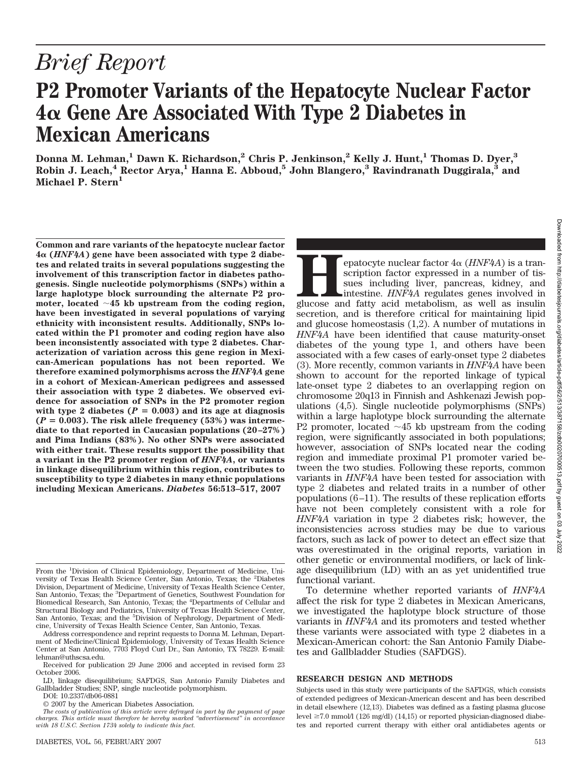# Brief Report

# P2 Promoter Variants of the Hepatocyte Nuclear Factor 4α Gene Are Associated With Type 2 Diabetes in Mexican Americans

**Donna M. Lehman,[1] Dawn K. Richardson,[2] Chris P. Jenkinson,[2] Kelly J. Hunt,[1] Thomas D. Dyer,[3] Robin J. Leach,[4] Rector Arya,[1] Hanna E. Abboud,[5] John Blangero,[3] Ravindranath Duggirala,[3] and Michael P. Stern[1]**

**Common and rare variants of the hepatocyte nuclear factor 4α (*HNF4A*) gene have been associated with type 2 diabetes and related traits in several populations suggesting the involvement of this transcription factor in diabetes pathogenesis. Single nucleotide polymorphisms (SNPs) within a large haplotype block surrounding the alternate P2 promoter, located ~45 kb upstream from the coding region, have been investigated in several populations of varying ethnicity with inconsistent results. Additionally, SNPs located within the P1 promoter and coding region have also been inconsistently associated with type 2 diabetes. Characterization of variation across this gene region in Mexican-American populations has not been reported. We therefore examined polymorphisms across the *HNF4A* gene in a cohort of Mexican-American pedigrees and assessed their association with type 2 diabetes. We observed evidence for association of SNPs in the P2 promoter region with type 2 diabetes ($P = 0.003$) and its age at diagnosis ($P = 0.003$). The risk allele frequency (53%) was intermediate to that reported in Caucasian populations (20–27%) and Pima Indians (83%). No other SNPs were associated with either trait. These results support the possibility that a variant in the P2 promoter region of *HNF4A*, or variants in linkage disequilibrium within this region, contributes to susceptibility to type 2 diabetes in many ethnic populations including Mexican Americans.** ***Diabetes* 56:513–517, 2007**

Hepatocyte nuclear factor 4α (*HNF4A*) is a transcription factor expressed in a number of tissues including liver, pancreas, kidney, and intestine. *HNF4A* regulates genes involved in glucose and fatty acid metabolism, as well as insulin secretion, and is therefore critical for maintaining lipid and glucose homeostasis (1,2). A number of mutations in *HNF4A* have been identified that cause maturity-onset diabetes of the young type 1, and others have been associated with a few cases of early-onset type 2 diabetes (3). More recently, common variants in *HNF4A* have been shown to account for the reported linkage of typical late-onset type 2 diabetes to an overlapping region on chromosome 20q13 in Finnish and Ashkenazi Jewish populations (4,5). Single nucleotide polymorphisms (SNPs) within a large haplotype block surrounding the alternate P2 promoter, located ~45 kb upstream from the coding region, were significantly associated in both populations; however, association of SNPs located near the coding region and immediate proximal P1 promoter varied between the two studies. Following these reports, common variants in *HNF4A* have been tested for association with type 2 diabetes and related traits in a number of other populations (6–11). The results of these replication efforts have not been completely consistent with a role for *HNF4A* variation in type 2 diabetes risk; however, the inconsistencies across studies may be due to various factors, such as lack of power to detect an effect size that was overestimated in the original reports, variation in other genetic or environmental modifiers, or lack of linkage disequilibrium (LD) with an as yet unidentified true functional variant.

To determine whether reported variants of *HNF4A* affect the risk for type 2 diabetes in Mexican Americans, we investigated the haplotype block structure of those variants in *HNF4A* and its promoters and tested whether these variants were associated with type 2 diabetes in a Mexican-American cohort: the San Antonio Family Diabetes and Gallbladder Studies (SAFDGS).

## RESEARCH DESIGN AND METHODS

Subjects used in this study were participants of the SAFDGS, which consists of extended pedigrees of Mexican-American descent and has been described in detail elsewhere (12,13). Diabetes was defined as a fasting plasma glucose level ≥7.0 mmol/l (126 mg/dl) (14,15) or reported physician-diagnosed diabetes and reported current therapy with either oral antidiabetes agents or

From the [1]Division of Clinical Epidemiology, Department of Medicine, University of Texas Health Science Center, San Antonio, Texas; the [2]Diabetes Division, Department of Medicine, University of Texas Health Science Center, San Antonio, Texas; the [3]Department of Genetics, Southwest Foundation for Biomedical Research, San Antonio, Texas; the [4]Departments of Cellular and Structural Biology and Pediatrics, University of Texas Health Science Center, San Antonio, Texas; and the [5]Division of Nephrology, Department of Medicine, University of Texas Health Science Center, San Antonio, Texas.

Address correspondence and reprint requests to Donna M. Lehman, Department of Medicine/Clinical Epidemiology, University of Texas Health Science Center at San Antonio, 7703 Floyd Curl Dr., San Antonio, TX 78229. E-mail: lehman@uthscsa.edu.

Received for publication 29 June 2006 and accepted in revised form 23 October 2006.

LD, linkage disequilibrium; SAFDGS, San Antonio Family Diabetes and Gallbladder Studies; SNP, single nucleotide polymorphism.

DOI: 10.2337/db06-0881

© 2007 by the American Diabetes Association.

*The costs of publication of this article were defrayed in part by the payment of page charges. This article must therefore be hereby marked "advertisement" in accordance with 18 U.S.C. Section 1734 solely to indicate this fact.*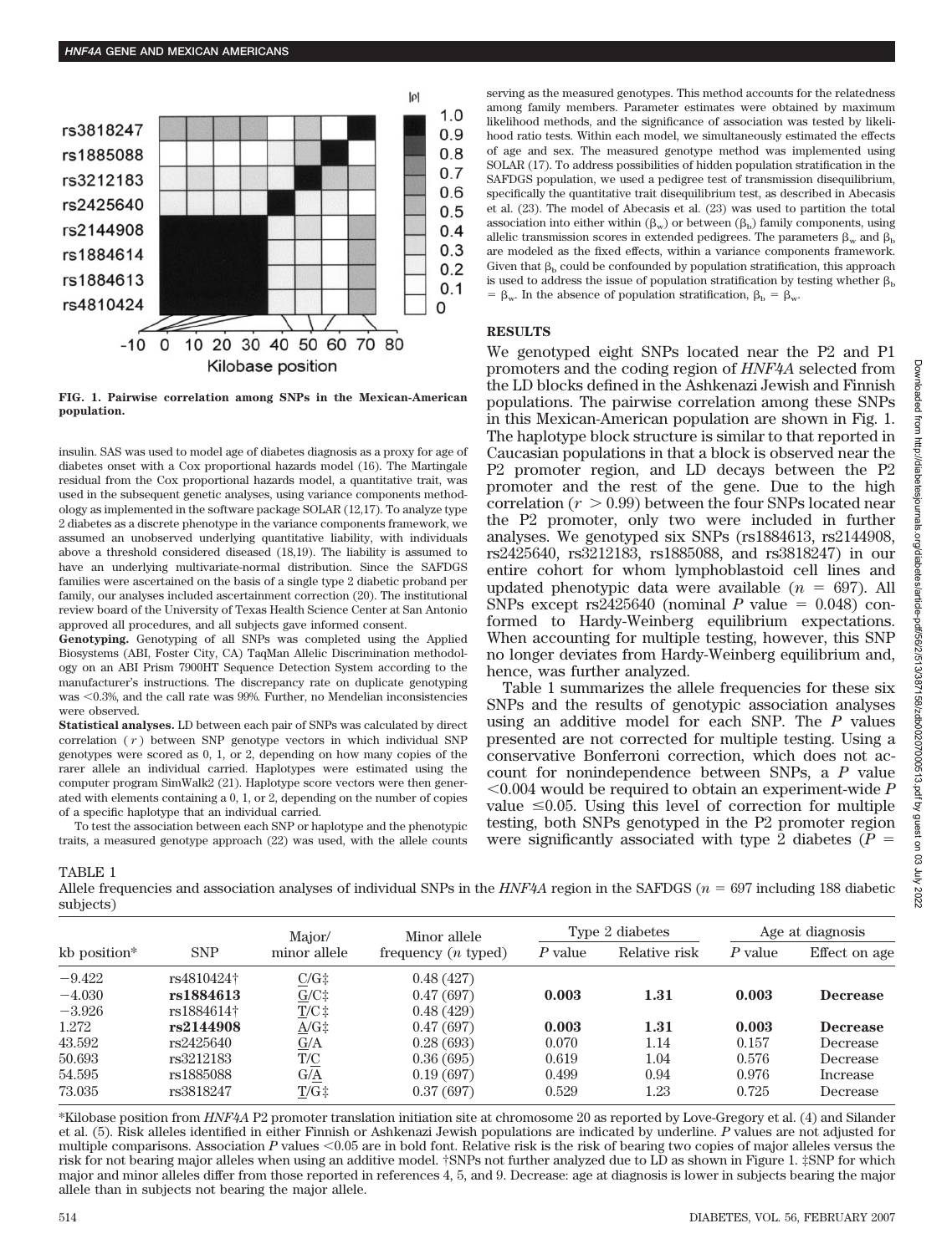FIG. 1. Pairwise correlation among SNPs in the Mexican-American population.

insulin. SAS was used to model age of diabetes diagnosis as a proxy for age of diabetes onset with a Cox proportional hazards model (16). The Martingale residual from the Cox proportional hazards model, a quantitative trait, was used in the subsequent genetic analyses, using variance components methodology as implemented in the software package SOLAR (12,17). To analyze type 2 diabetes as a discrete phenotype in the variance components framework, we assumed an unobserved underlying quantitative liability, with individuals above a threshold considered diseased (18,19). The liability is assumed to have an underlying multivariate-normal distribution. Since the SAFDGS families were ascertained on the basis of a single type 2 diabetic proband per family, our analyses included ascertainment correction (20). The institutional review board of the University of Texas Health Science Center at San Antonio approved all procedures, and all subjects gave informed consent.

**Genotyping.** Genotyping of all SNPs was completed using the Applied Biosystems (ABI, Foster City, CA) TaqMan Allelic Discrimination methodology on an ABI Prism 7900HT Sequence Detection System according to the manufacturer's instructions. The discrepancy rate on duplicate genotyping was <0.3%, and the call rate was 99%. Further, no Mendelian inconsistencies were observed.

**Statistical analyses.** LD between each pair of SNPs was calculated by direct correlation ( $r$ ) between SNP genotype vectors in which individual SNP genotypes were scored as 0, 1, or 2, depending on how many copies of the rarer allele an individual carried. Haplotypes were estimated using the computer program SimWalk2 (21). Haplotype score vectors were then generated with elements containing a 0, 1, or 2, depending on the number of copies of a specific haplotype that an individual carried.

To test the association between each SNP or haplotype and the phenotypic traits, a measured genotype approach (22) was used, with the allele counts serving as the measured genotypes. This method accounts for the relatedness among family members. Parameter estimates were obtained by maximum likelihood methods, and the significance of association was tested by likelihood ratio tests. Within each model, we simultaneously estimated the effects of age and sex. The measured genotype method was implemented using SOLAR (17). To address possibilities of hidden population stratification in the SAFDGS population, we used a pedigree test of transmission disequilibrium, specifically the quantitative trait disequilibrium test, as described in Abecasis et al. (23). The model of Abecasis et al. (23) was used to partition the total association into either within ($\beta_w$) or between ($\beta_b$) family components, using allelic transmission scores in extended pedigrees. The parameters $\beta_w$ and $\beta_b$ are modeled as the fixed effects, within a variance components framework. Given that $\beta_b$ could be confounded by population stratification, this approach is used to address the issue of population stratification by testing whether $\beta_b = \beta_w$. In the absence of population stratification, $\beta_b = \beta_w$.

## RESULTS

We genotyped eight SNPs located near the P2 and P1 promoters and the coding region of *HNF4A* selected from the LD blocks defined in the Ashkenazi Jewish and Finnish populations. The pairwise correlation among these SNPs in this Mexican-American population are shown in Fig. 1. The haplotype block structure is similar to that reported in Caucasian populations in that a block is observed near the P2 promoter region, and LD decays between the P2 promoter and the rest of the gene. Due to the high correlation ($r > 0.99$) between the four SNPs located near the P2 promoter, only two were included in further analyses. We genotyped six SNPs (rs1884613, rs2144908, rs2425640, rs3212183, rs1885088, and rs3818247) in our entire cohort for whom lymphoblastoid cell lines and updated phenotypic data were available ($n$ = 697). All SNPs except rs2425640 (nominal $P$ value = 0.048) conformed to Hardy-Weinberg equilibrium expectations. When accounting for multiple testing, however, this SNP no longer deviates from Hardy-Weinberg equilibrium and, hence, was further analyzed.

Table 1 summarizes the allele frequencies for these six SNPs and the results of genotypic association analyses using an additive model for each SNP. The $P$ values presented are not corrected for multiple testing. Using a conservative Bonferroni correction, which does not account for nonindependence between SNPs, a $P$ value <0.004 would be required to obtain an experiment-wide $P$ value ≤0.05. Using this level of correction for multiple testing, both SNPs genotyped in the P2 promoter region were significantly associated with type 2 diabetes ($P$ =

TABLE 1
Allele frequencies and association analyses of individual SNPs in the *HNF4A* region in the SAFDGS ($n$ = 697 including 188 diabetic subjects)

| kb position* | SNP | Major/ minor allele | Minor allele frequency ($n$ typed) | Type 2 diabetes | | Age at diagnosis | |
|---|---|---|---|---|---|---|---|
| | | | | $P$ value | Relative risk | $P$ value | Effect on age |
| −9.422 | rs4810424† | C/G‡ | 0.48 (427) | | | | |
| −4.030 | **rs1884613** | G/C‡ | 0.47 (697) | **0.003** | **1.31** | **0.003** | **Decrease** |
| −3.926 | rs1884614† | T/C‡ | 0.48 (429) | | | | |
| 1.272 | **rs2144908** | A/G‡ | 0.47 (697) | **0.003** | **1.31** | **0.003** | **Decrease** |
| 43.592 | rs2425640 | G/A | 0.28 (693) | 0.070 | 1.14 | 0.157 | Decrease |
| 50.693 | rs3212183 | T/C | 0.36 (695) | 0.619 | 1.04 | 0.576 | Decrease |
| 54.595 | rs1885088 | G/A | 0.19 (697) | 0.499 | 0.94 | 0.976 | Increase |
| 73.035 | rs3818247 | T/G‡ | 0.37 (697) | 0.529 | 1.23 | 0.725 | Decrease |

*Kilobase position from *HNF4A* P2 promoter translation initiation site at chromosome 20 as reported by Love-Gregory et al. (4) and Silander et al. (5). Risk alleles identified in either Finnish or Ashkenazi Jewish populations are indicated by underline. $P$ values are not adjusted for multiple comparisons. Association $P$ values <0.05 are in bold font. Relative risk is the risk of bearing two copies of major alleles versus the risk for not bearing major alleles when using an additive model. †SNPs not further analyzed due to LD as shown in Figure 1. ‡SNP for which major and minor alleles differ from those reported in references 4, 5, and 9. Decrease: age at diagnosis is lower in subjects bearing the major allele than in subjects not bearing the major allele.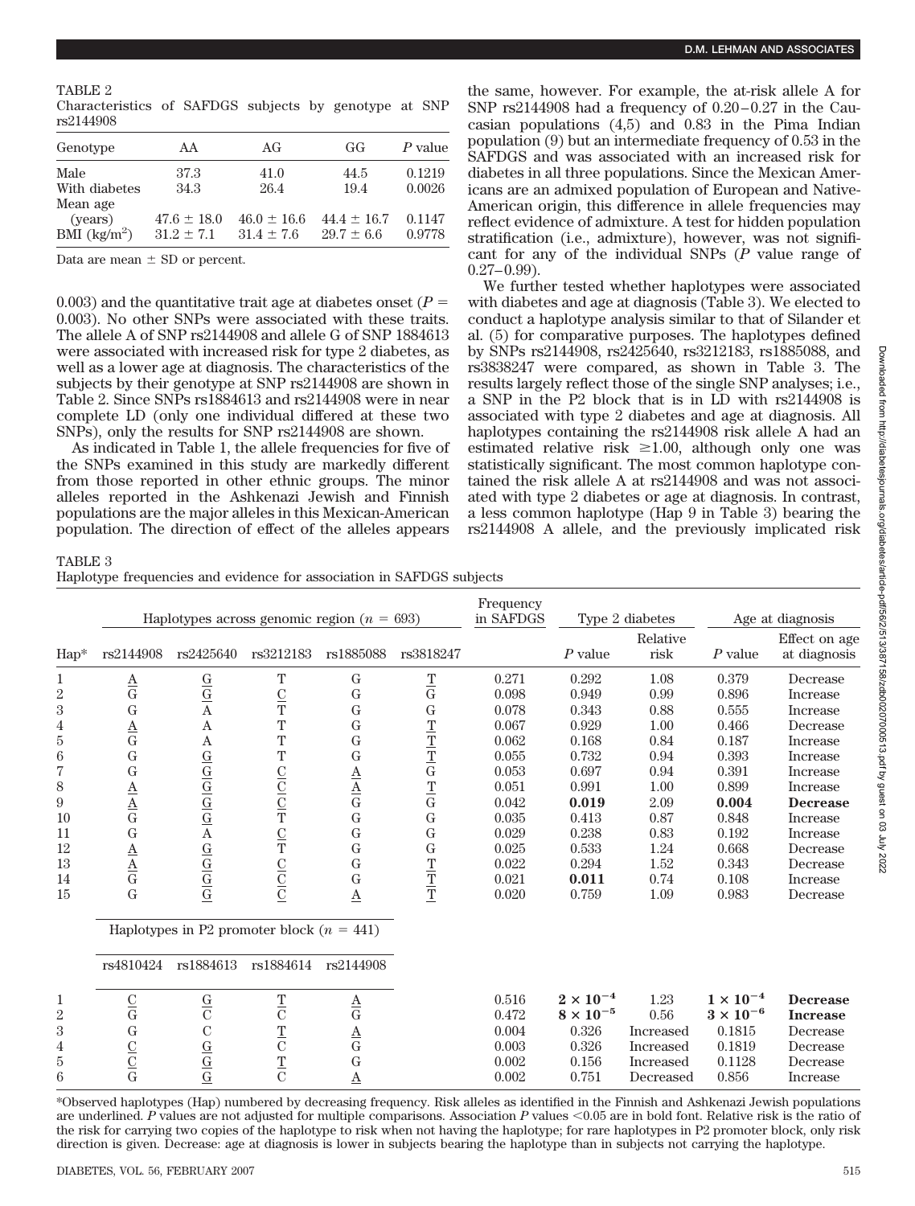TABLE 2

Characteristics of SAFDGS subjects by genotype at SNP rs2144908

| Genotype | AA | AG | GG | *P* value |
|---|---|---|---|---|
| Male | 37.3 | 41.0 | 44.5 | 0.1219 |
| With diabetes | 34.3 | 26.4 | 19.4 | 0.0026 |
| Mean age (years) | 47.6 ± 18.0 | 46.0 ± 16.6 | 44.4 ± 16.7 | 0.1147 |
| BMI (kg/m$^2$) | 31.2 ± 7.1 | 31.4 ± 7.6 | 29.7 ± 6.6 | 0.9778 |

Data are mean ± SD or percent.

0.003) and the quantitative trait age at diabetes onset ($P$ = 0.003). No other SNPs were associated with these traits. The allele A of SNP rs2144908 and allele G of SNP 1884613 were associated with increased risk for type 2 diabetes, as well as a lower age at diagnosis. The characteristics of the subjects by their genotype at SNP rs2144908 are shown in Table 2. Since SNPs rs1884613 and rs2144908 were in near complete LD (only one individual differed at these two SNPs), only the results for SNP rs2144908 are shown.

As indicated in Table 1, the allele frequencies for five of the SNPs examined in this study are markedly different from those reported in other ethnic groups. The minor alleles reported in the Ashkenazi Jewish and Finnish populations are the major alleles in this Mexican-American population. The direction of effect of the alleles appears the same, however. For example, the at-risk allele A for SNP rs2144908 had a frequency of 0.20–0.27 in the Caucasian populations (4,5) and 0.83 in the Pima Indian population (9) but an intermediate frequency of 0.53 in the SAFDGS and was associated with an increased risk for diabetes in all three populations. Since the Mexican Americans are an admixed population of European and Native-American origin, this difference in allele frequencies may reflect evidence of admixture. A test for hidden population stratification (i.e., admixture), however, was not significant for any of the individual SNPs ($P$ value range of 0.27–0.99).

We further tested whether haplotypes were associated with diabetes and age at diagnosis (Table 3). We elected to conduct a haplotype analysis similar to that of Silander et al. (5) for comparative purposes. The haplotypes defined by SNPs rs2144908, rs2425640, rs3212183, rs1885088, and rs3838247 were compared, as shown in Table 3. The results largely reflect those of the single SNP analyses; i.e., a SNP in the P2 block that is in LD with rs2144908 is associated with type 2 diabetes and age at diagnosis. All haplotypes containing the rs2144908 risk allele A had an estimated relative risk ≥1.00, although only one was statistically significant. The most common haplotype contained the risk allele A at rs2144908 and was not associated with type 2 diabetes or age at diagnosis. In contrast, a less common haplotype (Hap 9 in Table 3) bearing the rs2144908 A allele, and the previously implicated risk

TABLE 3

Haplotype frequencies and evidence for association in SAFDGS subjects

| Hap* | Haplotypes across genomic region ($n$ = 693) | | | | | Frequency in SAFDGS | Type 2 diabetes | | Age at diagnosis | |
|---|---|---|---|---|---|---|---|---|---|---|
| | rs2144908 | rs2425640 | rs3212183 | rs1885088 | rs3818247 | | *P* value | Relative risk | *P* value | Effect on age at diagnosis |
| 1 | <u>A</u> | <u>G</u> | T | G | <u>T</u> | 0.271 | 0.292 | 1.08 | 0.379 | Decrease |
| 2 | G | <u>G</u> | <u>C</u> | G | G | 0.098 | 0.949 | 0.99 | 0.896 | Increase |
| 3 | G | A | T | G | G | 0.078 | 0.343 | 0.88 | 0.555 | Increase |
| 4 | <u>A</u> | A | T | G | <u>T</u> | 0.067 | 0.929 | 1.00 | 0.466 | Decrease |
| 5 | G | A | T | G | <u>T</u> | 0.062 | 0.168 | 0.84 | 0.187 | Increase |
| 6 | G | <u>G</u> | T | G | <u>T</u> | 0.055 | 0.732 | 0.94 | 0.393 | Increase |
| 7 | G | <u>G</u> | <u>C</u> | <u>A</u> | G | 0.053 | 0.697 | 0.94 | 0.391 | Increase |
| 8 | <u>A</u> | <u>G</u> | <u>C</u> | <u>A</u> | <u>T</u> | 0.051 | 0.991 | 1.00 | 0.899 | Increase |
| 9 | <u>A</u> | <u>G</u> | <u>C</u> | G | G | 0.042 | **0.019** | 2.09 | **0.004** | **Decrease** |
| 10 | G | <u>G</u> | T | G | G | 0.035 | 0.413 | 0.87 | 0.848 | Increase |
| 11 | G | A | <u>C</u> | G | G | 0.029 | 0.238 | 0.83 | 0.192 | Increase |
| 12 | <u>A</u> | <u>G</u> | T | G | G | 0.025 | 0.533 | 1.24 | 0.668 | Decrease |
| 13 | <u>A</u> | <u>G</u> | <u>C</u> | G | <u>T</u> | 0.022 | 0.294 | 1.52 | 0.343 | Decrease |
| 14 | G | <u>G</u> | <u>C</u> | G | <u>T</u> | 0.021 | **0.011** | 0.74 | 0.108 | Increase |
| 15 | G | <u>G</u> | <u>C</u> | <u>A</u> | <u>T</u> | 0.020 | 0.759 | 1.09 | 0.983 | Decrease |
| | Haplotypes in P2 promoter block ($n$ = 441) | | | | | | | | | |
| | rs4810424 | rs1884613 | rs1884614 | rs2144908 | | | | | | |
| 1 | <u>C</u> | <u>G</u> | <u>T</u> | <u>A</u> | | 0.516 | $\mathbf{2 \times 10^{-4}}$ | 1.23 | $\mathbf{1 \times 10^{-4}}$ | **Decrease** |
| 2 | G | C | C | G | | 0.472 | $\mathbf{8 \times 10^{-5}}$ | 0.56 | $\mathbf{3 \times 10^{-6}}$ | **Increase** |
| 3 | G | C | <u>T</u> | <u>A</u> | | 0.004 | 0.326 | Increased | 0.1815 | Decrease |
| 4 | <u>C</u> | <u>G</u> | C | G | | 0.003 | 0.326 | Increased | 0.1819 | Decrease |
| 5 | <u>C</u> | <u>G</u> | <u>T</u> | G | | 0.002 | 0.156 | Increased | 0.1128 | Decrease |
| 6 | G | <u>G</u> | C | <u>A</u> | | 0.002 | 0.751 | Decreased | 0.856 | Increase |

*Observed haplotypes (Hap) numbered by decreasing frequency. Risk alleles as identified in the Finnish and Ashkenazi Jewish populations are underlined. *P* values are not adjusted for multiple comparisons. Association *P* values <0.05 are in bold font. Relative risk is the ratio of the risk for carrying two copies of the haplotype to risk when not having the haplotype; for rare haplotypes in P2 promoter block, only risk direction is given. Decrease: age at diagnosis is lower in subjects bearing the haplotype than in subjects not carrying the haplotype.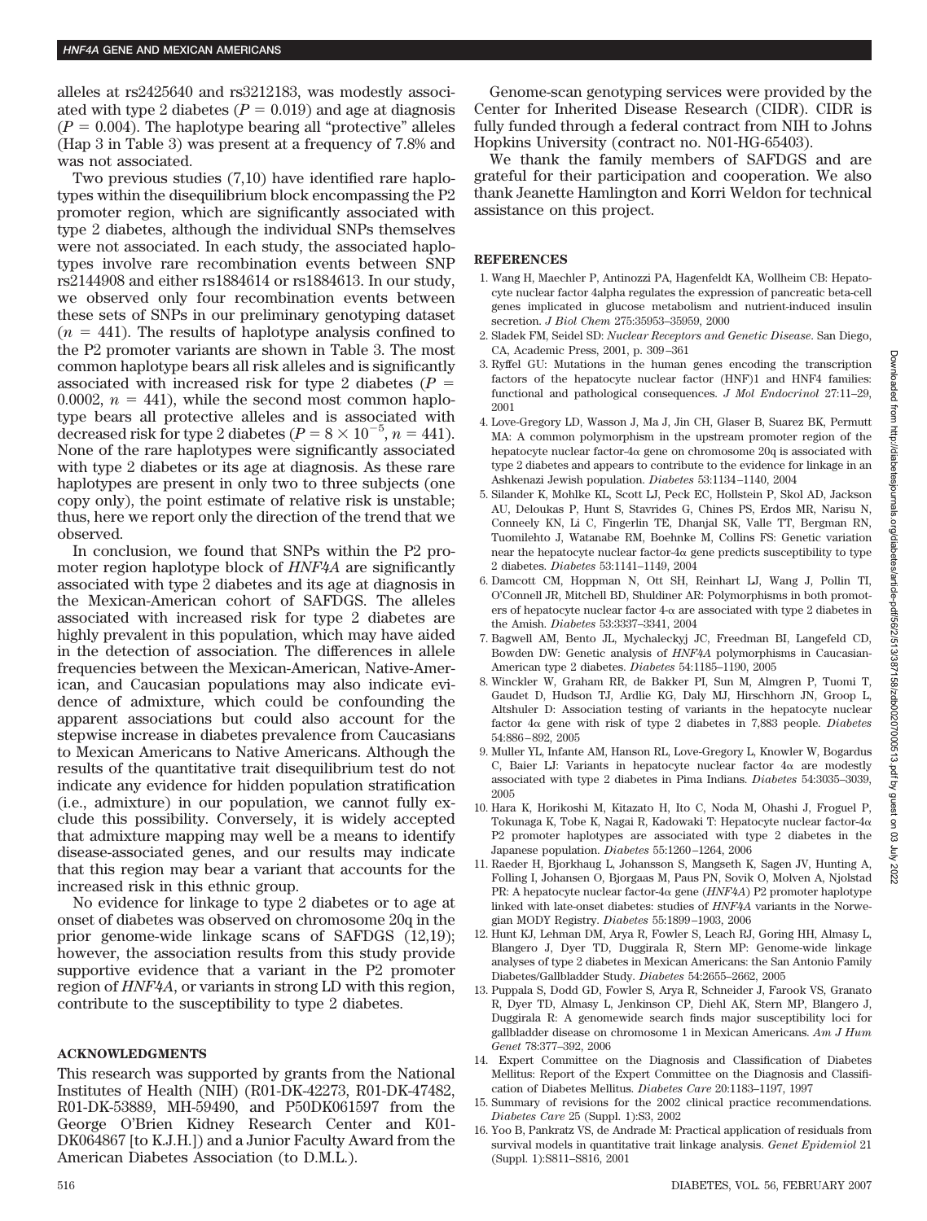alleles at rs2425640 and rs3212183, was modestly associated with type 2 diabetes ($P = 0.019$) and age at diagnosis ($P = 0.004$). The haplotype bearing all "protective" alleles (Hap 3 in Table 3) was present at a frequency of 7.8% and was not associated.

Two previous studies (7,10) have identified rare haplotypes within the disequilibrium block encompassing the P2 promoter region, which are significantly associated with type 2 diabetes, although the individual SNPs themselves were not associated. In each study, the associated haplotypes involve rare recombination events between SNP rs2144908 and either rs1884614 or rs1884613. In our study, we observed only four recombination events between these sets of SNPs in our preliminary genotyping dataset ($n = 441$). The results of haplotype analysis confined to the P2 promoter variants are shown in Table 3. The most common haplotype bears all risk alleles and is significantly associated with increased risk for type 2 diabetes ($P = 0.0002$, $n = 441$), while the second most common haplotype bears all protective alleles and is associated with decreased risk for type 2 diabetes ($P = 8 \times 10^{-5}$, $n = 441$). None of the rare haplotypes were significantly associated with type 2 diabetes or its age at diagnosis. As these rare haplotypes are present in only two to three subjects (one copy only), the point estimate of relative risk is unstable; thus, here we report only the direction of the trend that we observed.

In conclusion, we found that SNPs within the P2 promoter region haplotype block of *HNF4A* are significantly associated with type 2 diabetes and its age at diagnosis in the Mexican-American cohort of SAFDGS. The alleles associated with increased risk for type 2 diabetes are highly prevalent in this population, which may have aided in the detection of association. The differences in allele frequencies between the Mexican-American, Native-American, and Caucasian populations may also indicate evidence of admixture, which could be confounding the apparent associations but could also account for the stepwise increase in diabetes prevalence from Caucasians to Mexican Americans to Native Americans. Although the results of the quantitative trait disequilibrium test do not indicate any evidence for hidden population stratification (i.e., admixture) in our population, we cannot fully exclude this possibility. Conversely, it is widely accepted that admixture mapping may well be a means to identify disease-associated genes, and our results may indicate that this region may bear a variant that accounts for the increased risk in this ethnic group.

No evidence for linkage to type 2 diabetes or to age at onset of diabetes was observed on chromosome 20q in the prior genome-wide linkage scans of SAFDGS (12,19); however, the association results from this study provide supportive evidence that a variant in the P2 promoter region of *HNF4A*, or variants in strong LD with this region, contribute to the susceptibility to type 2 diabetes.

## ACKNOWLEDGMENTS

This research was supported by grants from the National Institutes of Health (NIH) (R01-DK-42273, R01-DK-47482, R01-DK-53889, MH-59490, and P50DK061597 from the George O'Brien Kidney Research Center and K01-DK064867 [to K.J.H.]) and a Junior Faculty Award from the American Diabetes Association (to D.M.L.).

Genome-scan genotyping services were provided by the Center for Inherited Disease Research (CIDR). CIDR is fully funded through a federal contract from NIH to Johns Hopkins University (contract no. N01-HG-65403).

We thank the family members of SAFDGS and are grateful for their participation and cooperation. We also thank Jeanette Hamlington and Korri Weldon for technical assistance on this project.

## REFERENCES

1. Wang H, Maechler P, Antinozzi PA, Hagenfeldt KA, Wollheim CB: Hepatocyte nuclear factor 4alpha regulates the expression of pancreatic beta-cell genes implicated in glucose metabolism and nutrient-induced insulin secretion. *J Biol Chem* 275:35953–35959, 2000
2. Sladek FM, Seidel SD: *Nuclear Receptors and Genetic Disease.* San Diego, CA, Academic Press, 2001, p. 309–361
3. Ryffel GU: Mutations in the human genes encoding the transcription factors of the hepatocyte nuclear factor (HNF)1 and HNF4 families: functional and pathological consequences. *J Mol Endocrinol* 27:11–29, 2001
4. Love-Gregory LD, Wasson J, Ma J, Jin CH, Glaser B, Suarez BK, Permutt MA: A common polymorphism in the upstream promoter region of the hepatocyte nuclear factor-4α gene on chromosome 20q is associated with type 2 diabetes and appears to contribute to the evidence for linkage in an Ashkenazi Jewish population. *Diabetes* 53:1134–1140, 2004
5. Silander K, Mohlke KL, Scott LJ, Peck EC, Hollstein P, Skol AD, Jackson AU, Deloukas P, Hunt S, Stavrides G, Chines PS, Erdos MR, Narisu N, Conneely KN, Li C, Fingerlin TE, Dhanjal SK, Valle TT, Bergman RN, Tuomilehto J, Watanabe RM, Boehnke M, Collins FS: Genetic variation near the hepatocyte nuclear factor-4α gene predicts susceptibility to type 2 diabetes. *Diabetes* 53:1141–1149, 2004
6. Damcott CM, Hoppman N, Ott SH, Reinhart LJ, Wang J, Pollin TI, O'Connell JR, Mitchell BD, Shuldiner AR: Polymorphisms in both promoters of hepatocyte nuclear factor 4-α are associated with type 2 diabetes in the Amish. *Diabetes* 53:3337–3341, 2004
7. Bagwell AM, Bento JL, Mychaleckyj JC, Freedman BI, Langefeld CD, Bowden DW: Genetic analysis of *HNF4A* polymorphisms in Caucasian-American type 2 diabetes. *Diabetes* 54:1185–1190, 2005
8. Winckler W, Graham RR, de Bakker PI, Sun M, Almgren P, Tuomi T, Gaudet D, Hudson TJ, Ardlie KG, Daly MJ, Hirschhorn JN, Groop L, Altshuler D: Association testing of variants in the hepatocyte nuclear factor 4α gene with risk of type 2 diabetes in 7,883 people. *Diabetes* 54:886–892, 2005
9. Muller YL, Infante AM, Hanson RL, Love-Gregory L, Knowler W, Bogardus C, Baier LJ: Variants in hepatocyte nuclear factor 4α are modestly associated with type 2 diabetes in Pima Indians. *Diabetes* 54:3035–3039, 2005
10. Hara K, Horikoshi M, Kitazato H, Ito C, Noda M, Ohashi J, Froguel P, Tokunaga K, Tobe K, Nagai R, Kadowaki T: Hepatocyte nuclear factor-4α P2 promoter haplotypes are associated with type 2 diabetes in the Japanese population. *Diabetes* 55:1260–1264, 2006
11. Raeder H, Bjorkhaug L, Johansson S, Mangseth K, Sagen JV, Hunting A, Folling I, Johansen O, Bjorgaas M, Paus PN, Sovik O, Molven A, Njolstad PR: A hepatocyte nuclear factor-4α gene (*HNF4A*) P2 promoter haplotype linked with late-onset diabetes: studies of *HNF4A* variants in the Norwegian MODY Registry. *Diabetes* 55:1899–1903, 2006
12. Hunt KJ, Lehman DM, Arya R, Fowler S, Leach RJ, Goring HH, Almasy L, Blangero J, Dyer TD, Duggirala R, Stern MP: Genome-wide linkage analyses of type 2 diabetes in Mexican Americans: the San Antonio Family Diabetes/Gallbladder Study. *Diabetes* 54:2655–2662, 2005
13. Puppala S, Dodd GD, Fowler S, Arya R, Schneider J, Farook VS, Granato R, Dyer TD, Almasy L, Jenkinson CP, Diehl AK, Stern MP, Blangero J, Duggirala R: A genomewide search finds major susceptibility loci for gallbladder disease on chromosome 1 in Mexican Americans. *Am J Hum Genet* 78:377–392, 2006
14. Expert Committee on the Diagnosis and Classification of Diabetes Mellitus: Report of the Expert Committee on the Diagnosis and Classification of Diabetes Mellitus. *Diabetes Care* 20:1183–1197, 1997
15. Summary of revisions for the 2002 clinical practice recommendations. *Diabetes Care* 25 (Suppl. 1):S3, 2002
16. Yoo B, Pankratz VS, de Andrade M: Practical application of residuals from survival models in quantitative trait linkage analysis. *Genet Epidemiol* 21 (Suppl. 1):S811–S816, 2001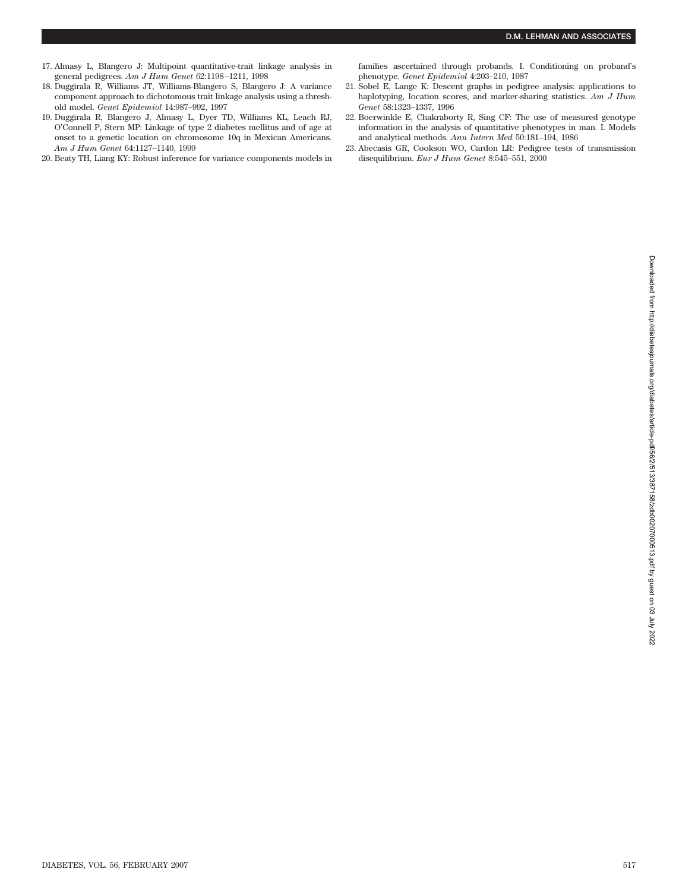17. Almasy L, Blangero J: Multipoint quantitative-trait linkage analysis in general pedigrees. *Am J Hum Genet* 62:1198–1211, 1998
18. Duggirala R, Williams JT, Williams-Blangero S, Blangero J: A variance component approach to dichotomous trait linkage analysis using a threshold model. *Genet Epidemiol* 14:987–992, 1997
19. Duggirala R, Blangero J, Almasy L, Dyer TD, Williams KL, Leach RJ, O'Connell P, Stern MP: Linkage of type 2 diabetes mellitus and of age at onset to a genetic location on chromosome 10q in Mexican Americans. *Am J Hum Genet* 64:1127–1140, 1999
20. Beaty TH, Liang KY: Robust inference for variance components models in families ascertained through probands. I. Conditioning on proband's phenotype. *Genet Epidemiol* 4:203–210, 1987
21. Sobel E, Lange K: Descent graphs in pedigree analysis: applications to haplotyping, location scores, and marker-sharing statistics. *Am J Hum Genet* 58:1323–1337, 1996
22. Boerwinkle E, Chakraborty R, Sing CF: The use of measured genotype information in the analysis of quantitative phenotypes in man. I. Models and analytical methods. *Ann Intern Med* 50:181–194, 1986
23. Abecasis GR, Cookson WO, Cardon LR: Pedigree tests of transmission disequilibrium. *Eur J Hum Genet* 8:545–551, 2000